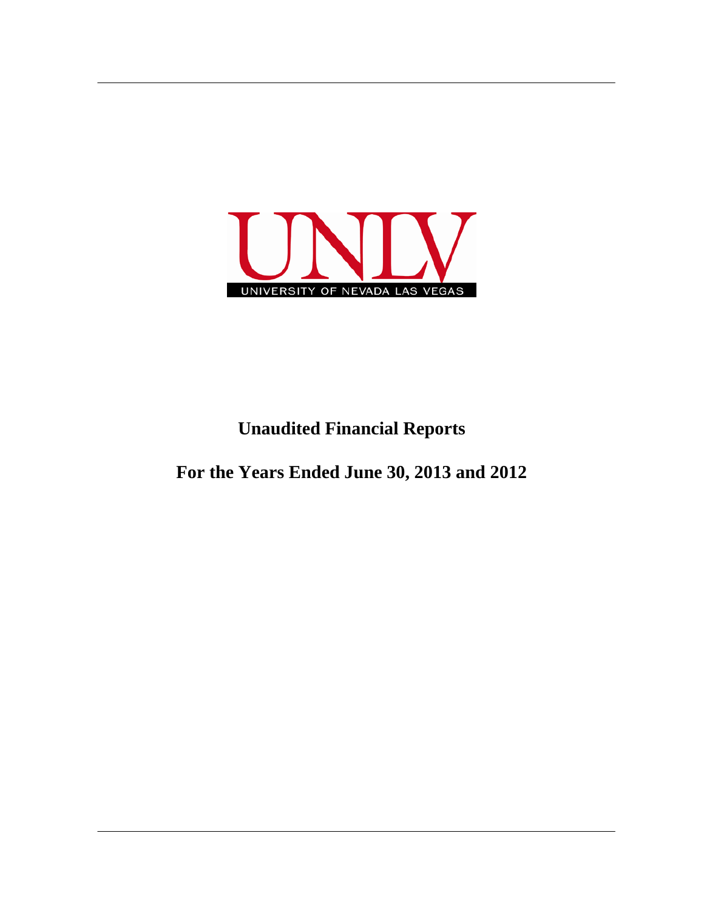UNLV

UNIVERSITY OF NEVADA LAS VEGAS

# Unaudited Financial Reports

## For the Years Ended June 30, 2013 and 2012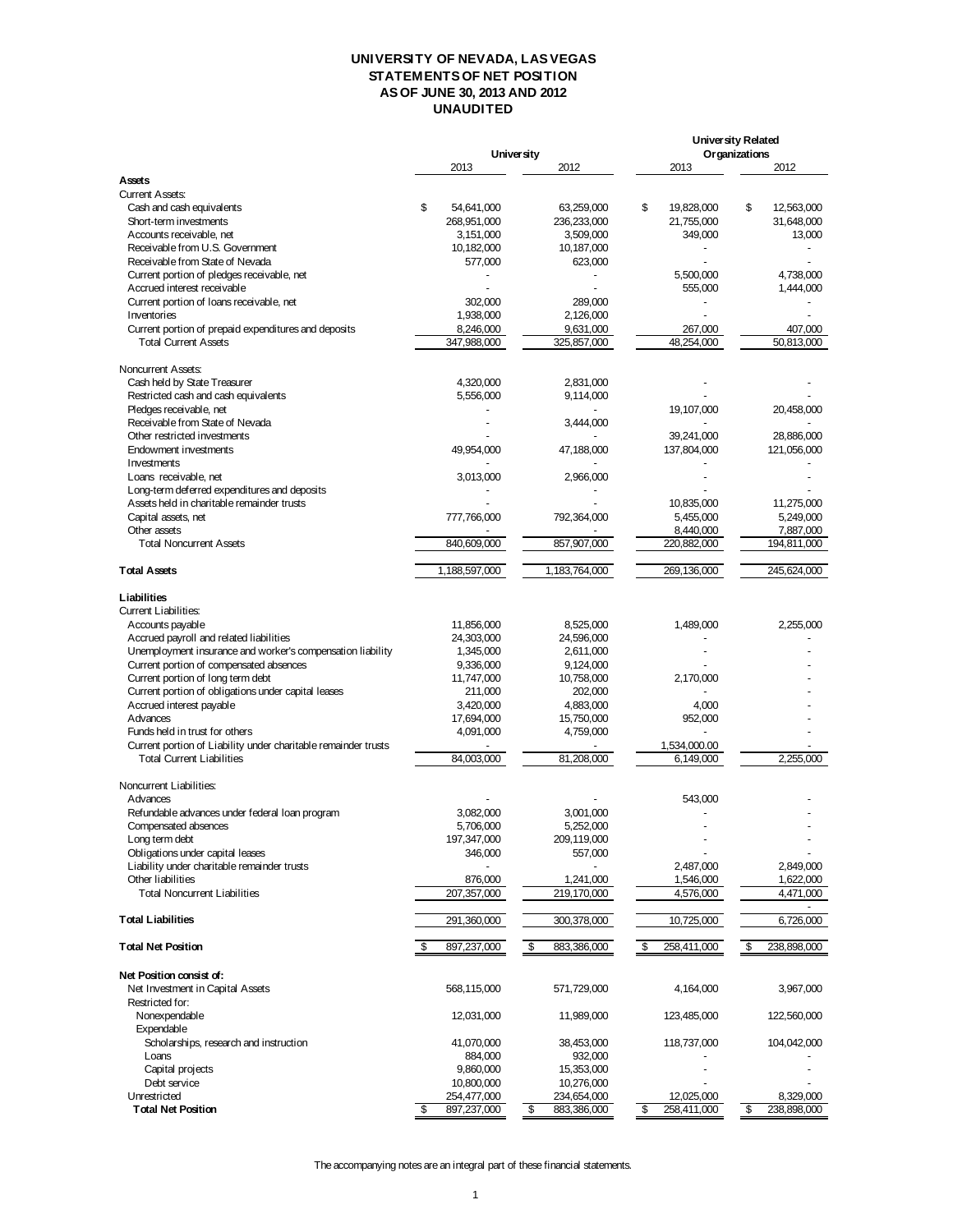# UNIVERSITY OF NEVADA, LAS VEGAS
## STATEMENTS OF NET POSITION
## AS OF JUNE 30, 2013 AND 2012
## UNAUDITED

| | University | | University Related Organizations | |
|---|---|---|---|---|
| | 2013 | 2012 | 2013 | 2012 |
| **Assets** | | | | |
| Current Assets: | | | | |
| Cash and cash equivalents | $ 54,641,000 | 63,259,000 | $ 19,828,000 | $ 12,563,000 |
| Short-term investments | 268,951,000 | 236,233,000 | 21,755,000 | 31,648,000 |
| Accounts receivable, net | 3,151,000 | 3,509,000 | 349,000 | 13,000 |
| Receivable from U.S. Government | 10,182,000 | 10,187,000 | - | - |
| Receivable from State of Nevada | 577,000 | 623,000 | - | - |
| Current portion of pledges receivable, net | - | - | 5,500,000 | 4,738,000 |
| Accrued interest receivable | - | - | 555,000 | 1,444,000 |
| Current portion of loans receivable, net | 302,000 | 289,000 | - | - |
| Inventories | 1,938,000 | 2,126,000 | - | - |
| Current portion of prepaid expenditures and deposits | 8,246,000 | 9,631,000 | 267,000 | 407,000 |
| Total Current Assets | 347,988,000 | 325,857,000 | 48,254,000 | 50,813,000 |
| Noncurrent Assets: | | | | |
| Cash held by State Treasurer | 4,320,000 | 2,831,000 | - | - |
| Restricted cash and cash equivalents | 5,556,000 | 9,114,000 | - | - |
| Pledges receivable, net | - | - | 19,107,000 | 20,458,000 |
| Receivable from State of Nevada | - | 3,444,000 | - | - |
| Other restricted investments | - | - | 39,241,000 | 28,886,000 |
| Endowment investments | 49,954,000 | 47,188,000 | 137,804,000 | 121,056,000 |
| Investments | - | - | - | - |
| Loans receivable, net | 3,013,000 | 2,966,000 | - | - |
| Long-term deferred expenditures and deposits | - | - | - | - |
| Assets held in charitable remainder trusts | - | - | 10,835,000 | 11,275,000 |
| Capital assets, net | 777,766,000 | 792,364,000 | 5,455,000 | 5,249,000 |
| Other assets | - | - | 8,440,000 | 7,887,000 |
| Total Noncurrent Assets | 840,609,000 | 857,907,000 | 220,882,000 | 194,811,000 |
| **Total Assets** | 1,188,597,000 | 1,183,764,000 | 269,136,000 | 245,624,000 |
| **Liabilities** | | | | |
| Current Liabilities: | | | | |
| Accounts payable | 11,856,000 | 8,525,000 | 1,489,000 | 2,255,000 |
| Accrued payroll and related liabilities | 24,303,000 | 24,596,000 | - | - |
| Unemployment insurance and worker's compensation liability | 1,345,000 | 2,611,000 | - | - |
| Current portion of compensated absences | 9,336,000 | 9,124,000 | - | - |
| Current portion of long term debt | 11,747,000 | 10,758,000 | 2,170,000 | - |
| Current portion of obligations under capital leases | 211,000 | 202,000 | - | - |
| Accrued interest payable | 3,420,000 | 4,883,000 | 4,000 | - |
| Advances | 17,694,000 | 15,750,000 | 952,000 | - |
| Funds held in trust for others | 4,091,000 | 4,759,000 | - | - |
| Current portion of Liability under charitable remainder trusts | - | - | 1,534,000.00 | - |
| Total Current Liabilities | 84,003,000 | 81,208,000 | 6,149,000 | 2,255,000 |
| Noncurrent Liabilities: | | | | |
| Advances | - | - | 543,000 | - |
| Refundable advances under federal loan program | 3,082,000 | 3,001,000 | - | - |
| Compensated absences | 5,706,000 | 5,252,000 | - | - |
| Long term debt | 197,347,000 | 209,119,000 | - | - |
| Obligations under capital leases | 346,000 | 557,000 | - | - |
| Liability under charitable remainder trusts | - | - | 2,487,000 | 2,849,000 |
| Other liabilities | 876,000 | 1,241,000 | 1,546,000 | 1,622,000 |
| Total Noncurrent Liabilities | 207,357,000 | 219,170,000 | 4,576,000 | 4,471,000 |
| | | | | - |
| **Total Liabilities** | 291,360,000 | 300,378,000 | 10,725,000 | 6,726,000 |
| **Total Net Position** | $ 897,237,000 | $ 883,386,000 | $ 258,411,000 | $ 238,898,000 |
| **Net Position consist of:** | | | | |
| Net Investment in Capital Assets | 568,115,000 | 571,729,000 | 4,164,000 | 3,967,000 |
| Restricted for: | | | | |
| Nonexpendable | 12,031,000 | 11,989,000 | 123,485,000 | 122,560,000 |
| Expendable | | | | |
| Scholarships, research and instruction | 41,070,000 | 38,453,000 | 118,737,000 | 104,042,000 |
| Loans | 884,000 | 932,000 | - | - |
| Capital projects | 9,860,000 | 15,353,000 | - | - |
| Debt service | 10,800,000 | 10,276,000 | - | - |
| Unrestricted | 254,477,000 | 234,654,000 | 12,025,000 | 8,329,000 |
| **Total Net Position** | $ 897,237,000 | $ 883,386,000 | $ 258,411,000 | $ 238,898,000 |

The accompanying notes are an integral part of these financial statements.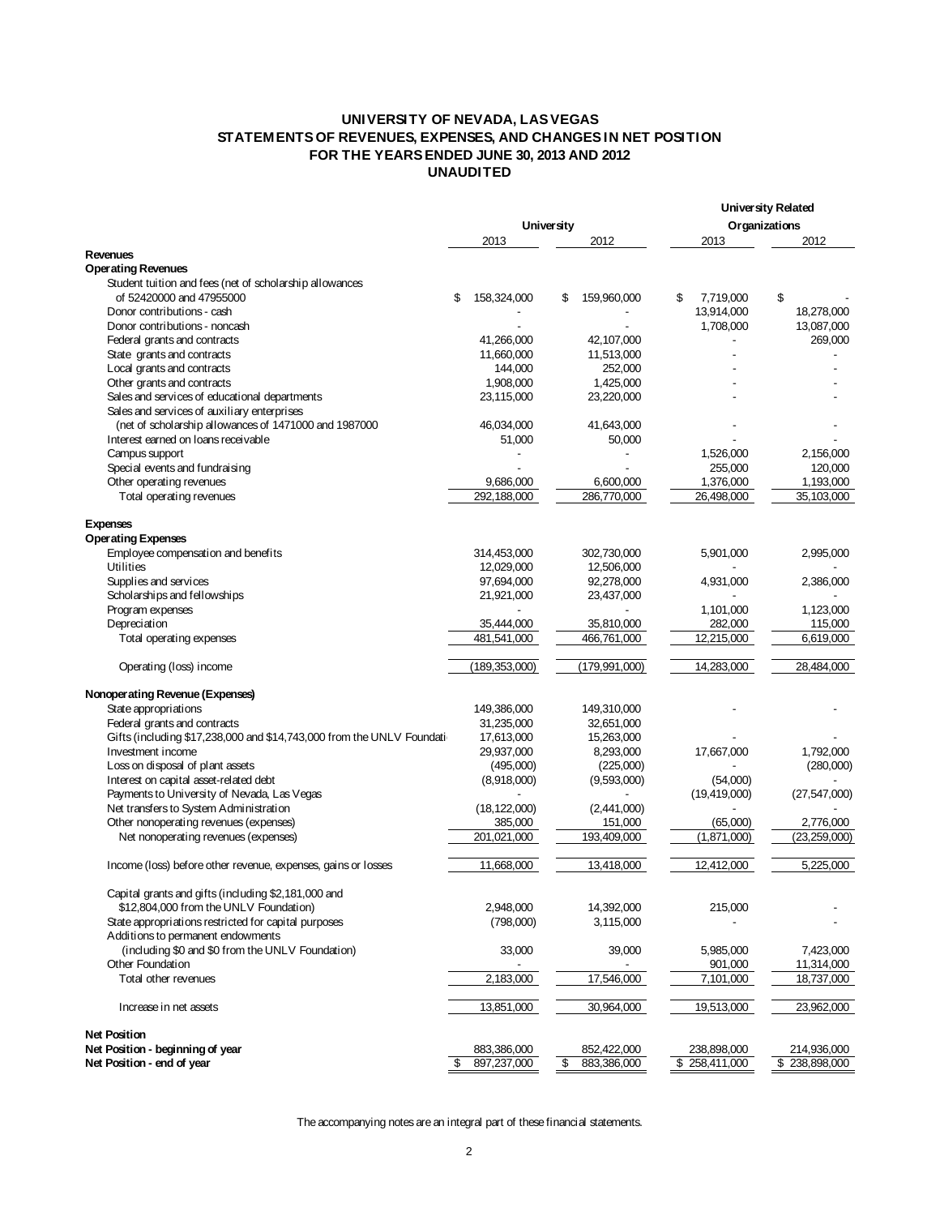# UNIVERSITY OF NEVADA, LAS VEGAS
## STATEMENTS OF REVENUES, EXPENSES, AND CHANGES IN NET POSITION
## FOR THE YEARS ENDED JUNE 30, 2013 AND 2012
## UNAUDITED

| | University | | University Related Organizations | |
|---|---|---|---|---|
| | 2013 | 2012 | 2013 | 2012 |
| **Revenues** | | | | |
| **Operating Revenues** | | | | |
| Student tuition and fees (net of scholarship allowances of 52420000 and 47955000 | $ 158,324,000 | $ 159,960,000 | $ 7,719,000 | $ - |
| Donor contributions - cash | - | - | 13,914,000 | 18,278,000 |
| Donor contributions - noncash | - | - | 1,708,000 | 13,087,000 |
| Federal grants and contracts | 41,266,000 | 42,107,000 | - | 269,000 |
| State grants and contracts | 11,660,000 | 11,513,000 | - | - |
| Local grants and contracts | 144,000 | 252,000 | - | - |
| Other grants and contracts | 1,908,000 | 1,425,000 | - | - |
| Sales and services of educational departments | 23,115,000 | 23,220,000 | - | - |
| Sales and services of auxiliary enterprises (net of scholarship allowances of 1471000 and 1987000 | 46,034,000 | 41,643,000 | - | - |
| Interest earned on loans receivable | 51,000 | 50,000 | - | - |
| Campus support | - | - | 1,526,000 | 2,156,000 |
| Special events and fundraising | - | - | 255,000 | 120,000 |
| Other operating revenues | 9,686,000 | 6,600,000 | 1,376,000 | 1,193,000 |
| Total operating revenues | 292,188,000 | 286,770,000 | 26,498,000 | 35,103,000 |
| **Expenses** | | | | |
| **Operating Expenses** | | | | |
| Employee compensation and benefits | 314,453,000 | 302,730,000 | 5,901,000 | 2,995,000 |
| Utilities | 12,029,000 | 12,506,000 | - | - |
| Supplies and services | 97,694,000 | 92,278,000 | 4,931,000 | 2,386,000 |
| Scholarships and fellowships | 21,921,000 | 23,437,000 | - | - |
| Program expenses | - | - | 1,101,000 | 1,123,000 |
| Depreciation | 35,444,000 | 35,810,000 | 282,000 | 115,000 |
| Total operating expenses | 481,541,000 | 466,761,000 | 12,215,000 | 6,619,000 |
| Operating (loss) income | (189,353,000) | (179,991,000) | 14,283,000 | 28,484,000 |
| **Nonoperating Revenue (Expenses)** | | | | |
| State appropriations | 149,386,000 | 149,310,000 | - | - |
| Federal grants and contracts | 31,235,000 | 32,651,000 | | |
| Gifts (including $17,238,000 and $14,743,000 from the UNLV Foundati | 17,613,000 | 15,263,000 | - | - |
| Investment income | 29,937,000 | 8,293,000 | 17,667,000 | 1,792,000 |
| Loss on disposal of plant assets | (495,000) | (225,000) | - | (280,000) |
| Interest on capital asset-related debt | (8,918,000) | (9,593,000) | (54,000) | - |
| Payments to University of Nevada, Las Vegas | - | - | (19,419,000) | (27,547,000) |
| Net transfers to System Administration | (18,122,000) | (2,441,000) | - | - |
| Other nonoperating revenues (expenses) | 385,000 | 151,000 | (65,000) | 2,776,000 |
| Net nonoperating revenues (expenses) | 201,021,000 | 193,409,000 | (1,871,000) | (23,259,000) |
| Income (loss) before other revenue, expenses, gains or losses | 11,668,000 | 13,418,000 | 12,412,000 | 5,225,000 |
| Capital grants and gifts (including $2,181,000 and $12,804,000 from the UNLV Foundation) | 2,948,000 | 14,392,000 | 215,000 | - |
| State appropriations restricted for capital purposes | (798,000) | 3,115,000 | - | - |
| Additions to permanent endowments (including $0 and $0 from the UNLV Foundation) | 33,000 | 39,000 | 5,985,000 | 7,423,000 |
| Other Foundation | - | - | 901,000 | 11,314,000 |
| Total other revenues | 2,183,000 | 17,546,000 | 7,101,000 | 18,737,000 |
| Increase in net assets | 13,851,000 | 30,964,000 | 19,513,000 | 23,962,000 |
| **Net Position** | | | | |
| **Net Position - beginning of year** | 883,386,000 | 852,422,000 | 238,898,000 | 214,936,000 |
| **Net Position - end of year** | $ 897,237,000 | $ 883,386,000 | $ 258,411,000 | $ 238,898,000 |

The accompanying notes are an integral part of these financial statements.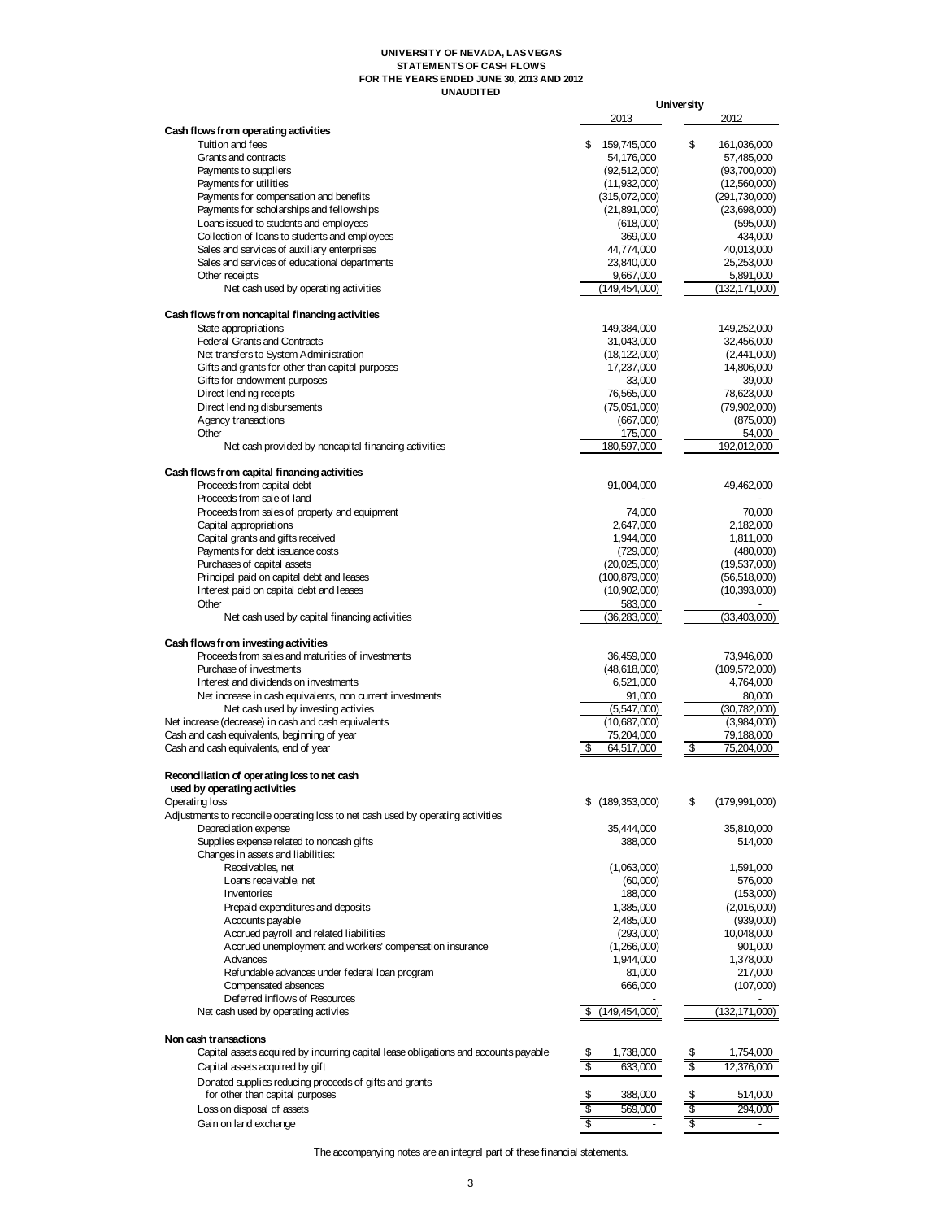# UNIVERSITY OF NEVADA, LAS VEGAS
## STATEMENTS OF CASH FLOWS
### FOR THE YEARS ENDED JUNE 30, 2013 AND 2012
### UNAUDITED

| | University | |
|---|---|---|
| | 2013 | 2012 |
| **Cash flows from operating activities** | | |
| Tuition and fees | $ 159,745,000 | $ 161,036,000 |
| Grants and contracts | 54,176,000 | 57,485,000 |
| Payments to suppliers | (92,512,000) | (93,700,000) |
| Payments for utilities | (11,932,000) | (12,560,000) |
| Payments for compensation and benefits | (315,072,000) | (291,730,000) |
| Payments for scholarships and fellowships | (21,891,000) | (23,698,000) |
| Loans issued to students and employees | (618,000) | (595,000) |
| Collection of loans to students and employees | 369,000 | 434,000 |
| Sales and services of auxiliary enterprises | 44,774,000 | 40,013,000 |
| Sales and services of educational departments | 23,840,000 | 25,253,000 |
| Other receipts | 9,667,000 | 5,891,000 |
| Net cash used by operating activities | (149,454,000) | (132,171,000) |
| **Cash flows from noncapital financing activities** | | |
| State appropriations | 149,384,000 | 149,252,000 |
| Federal Grants and Contracts | 31,043,000 | 32,456,000 |
| Net transfers to System Administration | (18,122,000) | (2,441,000) |
| Gifts and grants for other than capital purposes | 17,237,000 | 14,806,000 |
| Gifts for endowment purposes | 33,000 | 39,000 |
| Direct lending receipts | 76,565,000 | 78,623,000 |
| Direct lending disbursements | (75,051,000) | (79,902,000) |
| Agency transactions | (667,000) | (875,000) |
| Other | 175,000 | 54,000 |
| Net cash provided by noncapital financing activities | 180,597,000 | 192,012,000 |
| **Cash flows from capital financing activities** | | |
| Proceeds from capital debt | 91,004,000 | 49,462,000 |
| Proceeds from sale of land | - | - |
| Proceeds from sales of property and equipment | 74,000 | 70,000 |
| Capital appropriations | 2,647,000 | 2,182,000 |
| Capital grants and gifts received | 1,944,000 | 1,811,000 |
| Payments for debt issuance costs | (729,000) | (480,000) |
| Purchases of capital assets | (20,025,000) | (19,537,000) |
| Principal paid on capital debt and leases | (100,879,000) | (56,518,000) |
| Interest paid on capital debt and leases | (10,902,000) | (10,393,000) |
| Other | 583,000 | - |
| Net cash used by capital financing activities | (36,283,000) | (33,403,000) |
| **Cash flows from investing activities** | | |
| Proceeds from sales and maturities of investments | 36,459,000 | 73,946,000 |
| Purchase of investments | (48,618,000) | (109,572,000) |
| Interest and dividends on investments | 6,521,000 | 4,764,000 |
| Net increase in cash equivalents, non current investments | 91,000 | 80,000 |
| Net cash used by investing activies | (5,547,000) | (30,782,000) |
| Net increase (decrease) in cash and cash equivalents | (10,687,000) | (3,984,000) |
| Cash and cash equivalents, beginning of year | 75,204,000 | 79,188,000 |
| Cash and cash equivalents, end of year | $ 64,517,000 | $ 75,204,000 |
| **Reconciliation of operating loss to net cash used by operating activities** | | |
| Operating loss | $ (189,353,000) | $ (179,991,000) |
| Adjustments to reconcile operating loss to net cash used by operating activities: | | |
| Depreciation expense | 35,444,000 | 35,810,000 |
| Supplies expense related to noncash gifts | 388,000 | 514,000 |
| Changes in assets and liabilities: | | |
| Receivables, net | (1,063,000) | 1,591,000 |
| Loans receivable, net | (60,000) | 576,000 |
| Inventories | 188,000 | (153,000) |
| Prepaid expenditures and deposits | 1,385,000 | (2,016,000) |
| Accounts payable | 2,485,000 | (939,000) |
| Accrued payroll and related liabilities | (293,000) | 10,048,000 |
| Accrued unemployment and workers' compensation insurance | (1,266,000) | 901,000 |
| Advances | 1,944,000 | 1,378,000 |
| Refundable advances under federal loan program | 81,000 | 217,000 |
| Compensated absences | 666,000 | (107,000) |
| Deferred inflows of Resources | - | - |
| Net cash used by operating activies | $ (149,454,000) | (132,171,000) |
| **Non cash transactions** | | |
| Capital assets acquired by incurring capital lease obligations and accounts payable | $ 1,738,000 | $ 1,754,000 |
| Capital assets acquired by gift | $ 633,000 | $ 12,376,000 |
| Donated supplies reducing proceeds of gifts and grants for other than capital purposes | $ 388,000 | $ 514,000 |
| Loss on disposal of assets | $ 569,000 | $ 294,000 |
| Gain on land exchange | $ - | $ - |

The accompanying notes are an integral part of these financial statements.